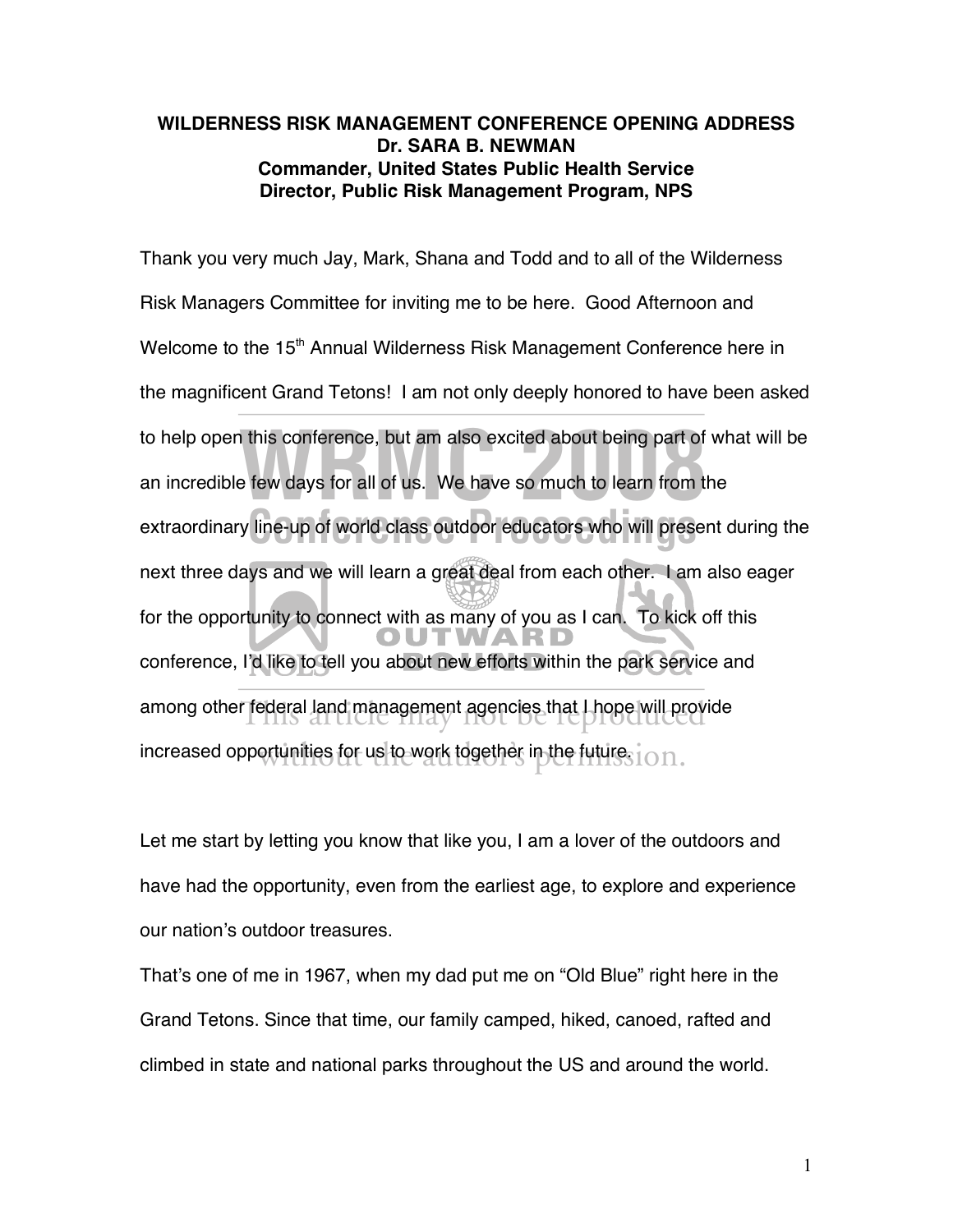# WILDERNESS RISK MANAGEMENT CONFERENCE OPENING ADDRESS

**Dr. SARA B. NEWMAN**
**Commander, United States Public Health Service**
**Director, Public Risk Management Program, NPS**

Thank you very much Jay, Mark, Shana and Todd and to all of the Wilderness Risk Managers Committee for inviting me to be here. Good Afternoon and Welcome to the 15th Annual Wilderness Risk Management Conference here in the magnificent Grand Tetons! I am not only deeply honored to have been asked to help open this conference, but am also excited about being part of what will be an incredible few days for all of us. We have so much to learn from the extraordinary line-up of world class outdoor educators who will present during the next three days and we will learn a great deal from each other. I am also eager for the opportunity to connect with as many of you as I can. To kick off this conference, I'd like to tell you about new efforts within the park service and among other federal land management agencies that I hope will provide increased opportunities for us to work together in the future.

Let me start by letting you know that like you, I am a lover of the outdoors and have had the opportunity, even from the earliest age, to explore and experience our nation's outdoor treasures.

That's one of me in 1967, when my dad put me on "Old Blue" right here in the Grand Tetons. Since that time, our family camped, hiked, canoed, rafted and climbed in state and national parks throughout the US and around the world.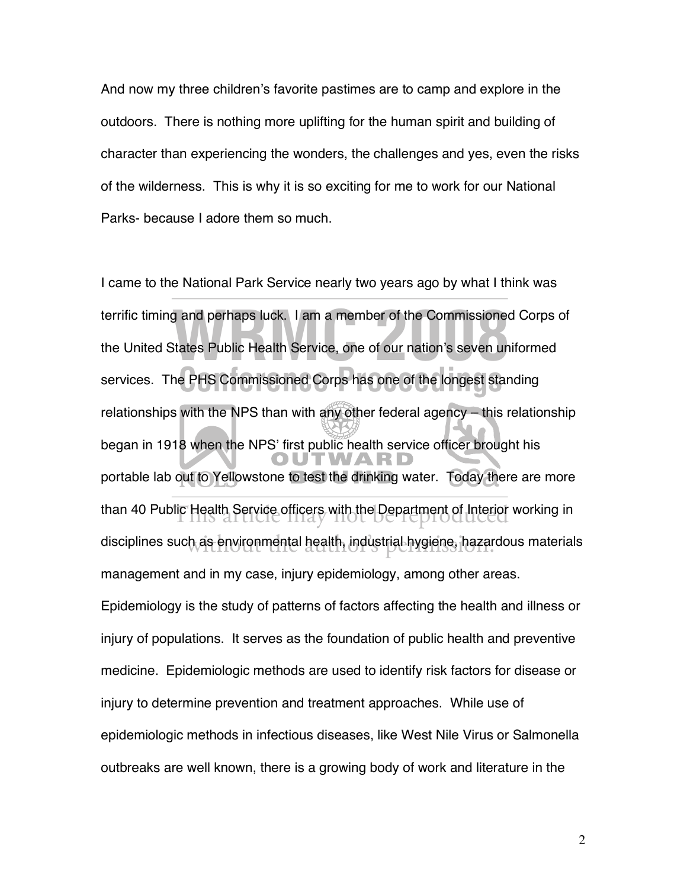And now my three children's favorite pastimes are to camp and explore in the outdoors. There is nothing more uplifting for the human spirit and building of character than experiencing the wonders, the challenges and yes, even the risks of the wilderness. This is why it is so exciting for me to work for our National Parks- because I adore them so much.

I came to the National Park Service nearly two years ago by what I think was terrific timing and perhaps luck. I am a member of the Commissioned Corps of the United States Public Health Service, one of our nation's seven uniformed services. The PHS Commissioned Corps has one of the longest standing relationships with the NPS than with any other federal agency – this relationship began in 1918 when the NPS' first public health service officer brought his portable lab out to Yellowstone to test the drinking water. Today there are more than 40 Public Health Service officers with the Department of Interior working in disciplines such as environmental health, industrial hygiene, hazardous materials management and in my case, injury epidemiology, among other areas. Epidemiology is the study of patterns of factors affecting the health and illness or injury of populations. It serves as the foundation of public health and preventive medicine. Epidemiologic methods are used to identify risk factors for disease or injury to determine prevention and treatment approaches. While use of epidemiologic methods in infectious diseases, like West Nile Virus or Salmonella outbreaks are well known, there is a growing body of work and literature in the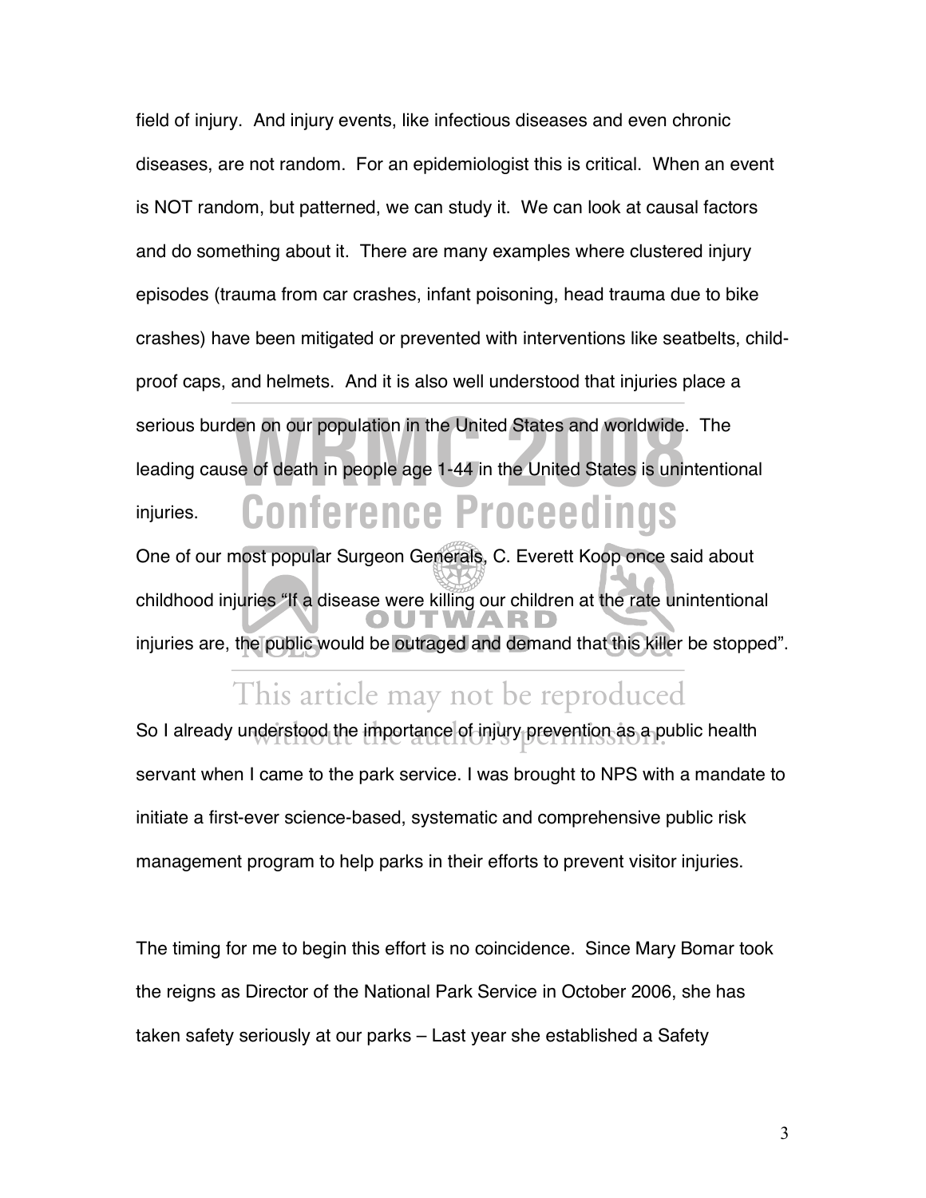field of injury. And injury events, like infectious diseases and even chronic diseases, are not random. For an epidemiologist this is critical. When an event is NOT random, but patterned, we can study it. We can look at causal factors and do something about it. There are many examples where clustered injury episodes (trauma from car crashes, infant poisoning, head trauma due to bike crashes) have been mitigated or prevented with interventions like seatbelts, child-proof caps, and helmets. And it is also well understood that injuries place a serious burden on our population in the United States and worldwide. The leading cause of death in people age 1-44 in the United States is unintentional injuries.

One of our most popular Surgeon Generals, C. Everett Koop once said about childhood injuries "If a disease were killing our children at the rate unintentional injuries are, the public would be outraged and demand that this killer be stopped".

So I already understood the importance of injury prevention as a public health servant when I came to the park service. I was brought to NPS with a mandate to initiate a first-ever science-based, systematic and comprehensive public risk management program to help parks in their efforts to prevent visitor injuries.

The timing for me to begin this effort is no coincidence. Since Mary Bomar took the reigns as Director of the National Park Service in October 2006, she has taken safety seriously at our parks – Last year she established a Safety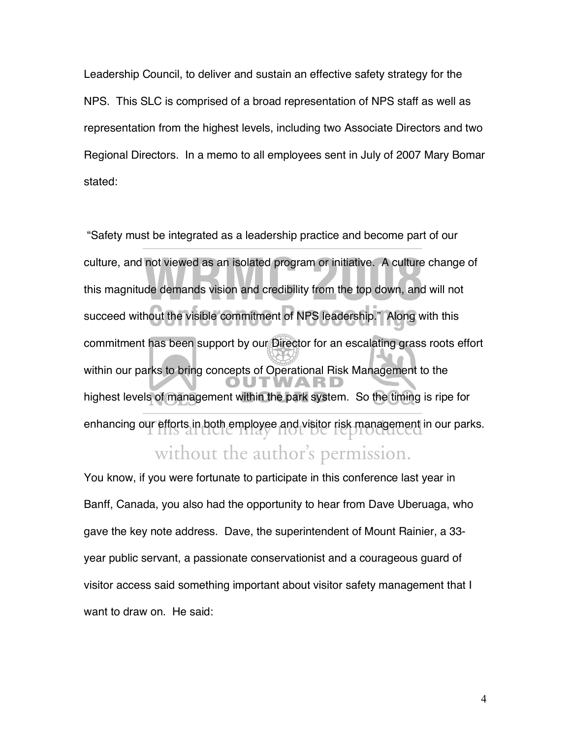Leadership Council, to deliver and sustain an effective safety strategy for the NPS. This SLC is comprised of a broad representation of NPS staff as well as representation from the highest levels, including two Associate Directors and two Regional Directors. In a memo to all employees sent in July of 2007 Mary Bomar stated:

"Safety must be integrated as a leadership practice and become part of our culture, and not viewed as an isolated program or initiative. A culture change of this magnitude demands vision and credibility from the top down, and will not succeed without the visible commitment of NPS leadership." Along with this commitment has been support by our Director for an escalating grass roots effort within our parks to bring concepts of Operational Risk Management to the highest levels of management within the park system. So the timing is ripe for enhancing our efforts in both employee and visitor risk management in our parks.

You know, if you were fortunate to participate in this conference last year in Banff, Canada, you also had the opportunity to hear from Dave Uberuaga, who gave the key note address. Dave, the superintendent of Mount Rainier, a 33-year public servant, a passionate conservationist and a courageous guard of visitor access said something important about visitor safety management that I want to draw on. He said: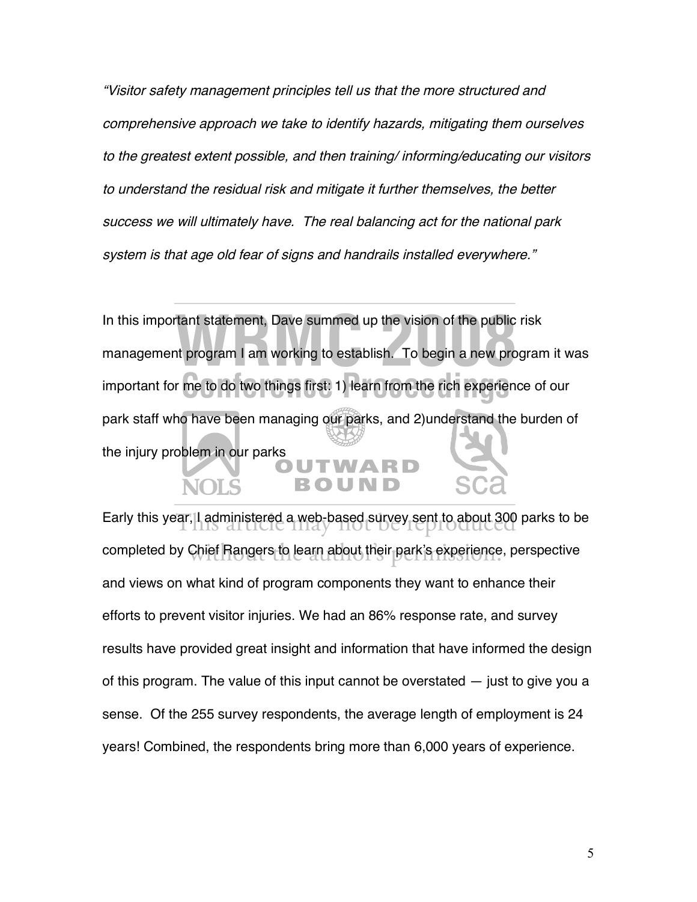*"Visitor safety management principles tell us that the more structured and comprehensive approach we take to identify hazards, mitigating them ourselves to the greatest extent possible, and then training/ informing/educating our visitors to understand the residual risk and mitigate it further themselves, the better success we will ultimately have. The real balancing act for the national park system is that age old fear of signs and handrails installed everywhere."*

In this important statement, Dave summed up the vision of the public risk management program I am working to establish. To begin a new program it was important for me to do two things first: 1) learn from the rich experience of our park staff who have been managing our parks, and 2)understand the burden of the injury problem in our parks

Early this year, I administered a web-based survey sent to about 300 parks to be completed by Chief Rangers to learn about their park's experience, perspective and views on what kind of program components they want to enhance their efforts to prevent visitor injuries. We had an 86% response rate, and survey results have provided great insight and information that have informed the design of this program. The value of this input cannot be overstated — just to give you a sense. Of the 255 survey respondents, the average length of employment is 24 years! Combined, the respondents bring more than 6,000 years of experience.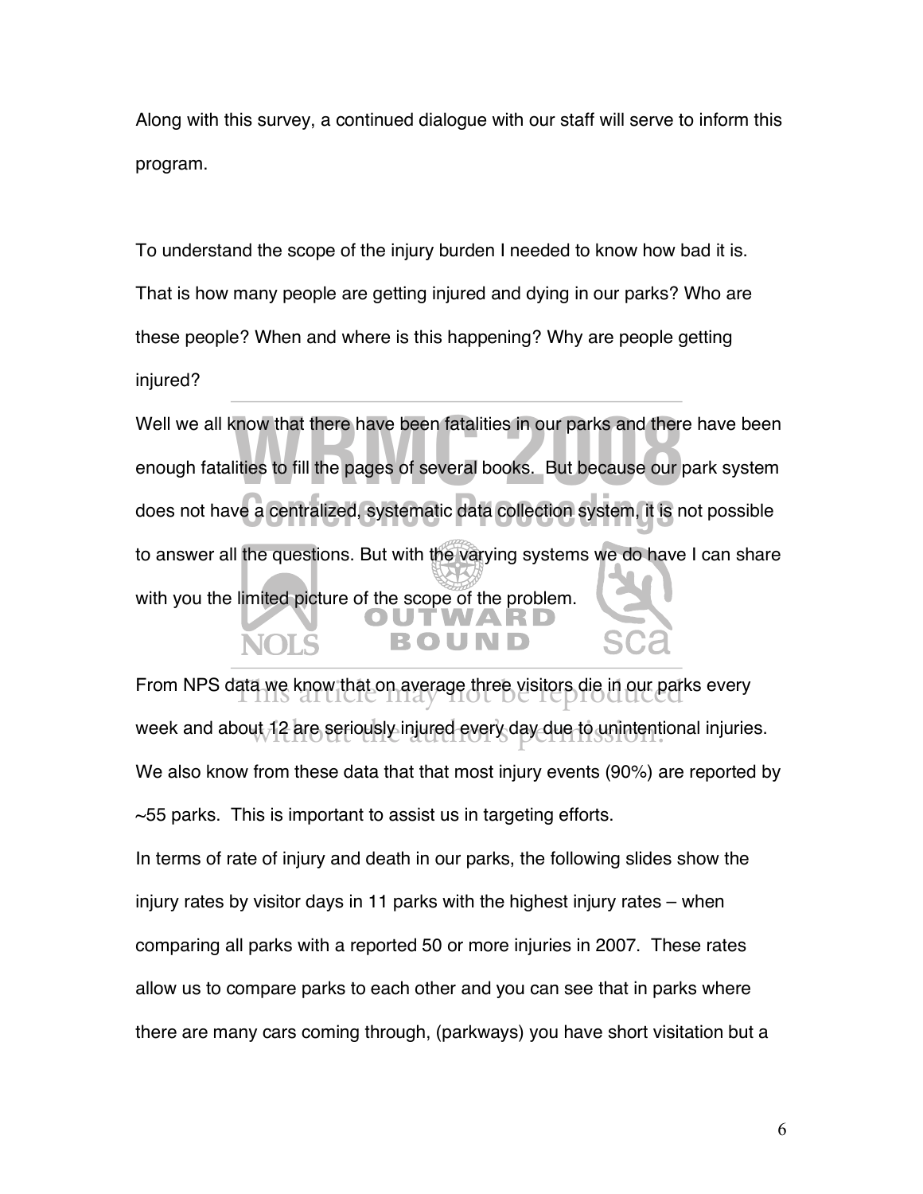Along with this survey, a continued dialogue with our staff will serve to inform this program.

To understand the scope of the injury burden I needed to know how bad it is. That is how many people are getting injured and dying in our parks? Who are these people? When and where is this happening? Why are people getting injured?

Well we all know that there have been fatalities in our parks and there have been enough fatalities to fill the pages of several books. But because our park system does not have a centralized, systematic data collection system, it is not possible to answer all the questions. But with the varying systems we do have I can share with you the limited picture of the scope of the problem.

From NPS data we know that on average three visitors die in our parks every week and about 12 are seriously injured every day due to unintentional injuries. We also know from these data that that most injury events (90%) are reported by ~55 parks. This is important to assist us in targeting efforts.

In terms of rate of injury and death in our parks, the following slides show the injury rates by visitor days in 11 parks with the highest injury rates – when comparing all parks with a reported 50 or more injuries in 2007. These rates allow us to compare parks to each other and you can see that in parks where there are many cars coming through, (parkways) you have short visitation but a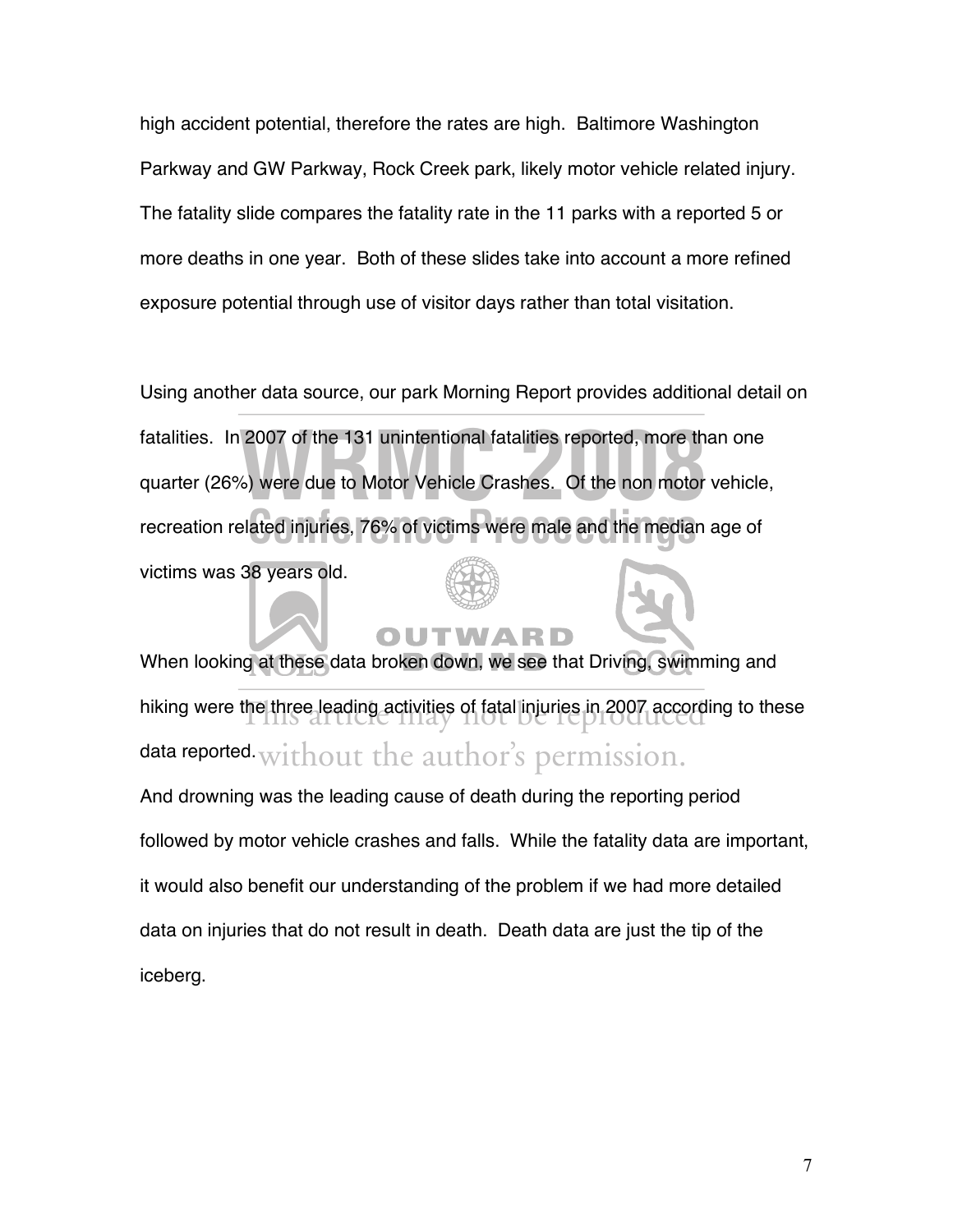high accident potential, therefore the rates are high. Baltimore Washington Parkway and GW Parkway, Rock Creek park, likely motor vehicle related injury. The fatality slide compares the fatality rate in the 11 parks with a reported 5 or more deaths in one year. Both of these slides take into account a more refined exposure potential through use of visitor days rather than total visitation.

Using another data source, our park Morning Report provides additional detail on fatalities. In 2007 of the 131 unintentional fatalities reported, more than one quarter (26%) were due to Motor Vehicle Crashes. Of the non motor vehicle, recreation related injuries, 76% of victims were male and the median age of victims was 38 years old.

When looking at these data broken down, we see that Driving, swimming and hiking were the three leading activities of fatal injuries in 2007 according to these data reported.

And drowning was the leading cause of death during the reporting period followed by motor vehicle crashes and falls. While the fatality data are important, it would also benefit our understanding of the problem if we had more detailed data on injuries that do not result in death. Death data are just the tip of the iceberg.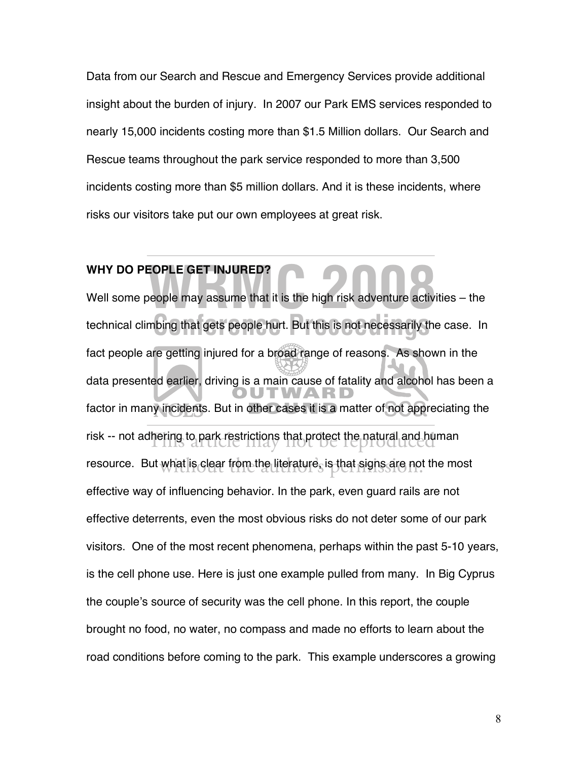Data from our Search and Rescue and Emergency Services provide additional insight about the burden of injury. In 2007 our Park EMS services responded to nearly 15,000 incidents costing more than $1.5 Million dollars. Our Search and Rescue teams throughout the park service responded to more than 3,500 incidents costing more than $5 million dollars. And it is these incidents, where risks our visitors take put our own employees at great risk.

**WHY DO PEOPLE GET INJURED?**

Well some people may assume that it is the high risk adventure activities – the technical climbing that gets people hurt. But this is not necessarily the case. In fact people are getting injured for a broad range of reasons. As shown in the data presented earlier, driving is a main cause of fatality and alcohol has been a factor in many incidents. But in other cases it is a matter of not appreciating the risk -- not adhering to park restrictions that protect the natural and human resource. But what is clear from the literature, is that signs are not the most effective way of influencing behavior. In the park, even guard rails are not effective deterrents, even the most obvious risks do not deter some of our park visitors. One of the most recent phenomena, perhaps within the past 5-10 years, is the cell phone use. Here is just one example pulled from many. In Big Cyprus the couple's source of security was the cell phone. In this report, the couple brought no food, no water, no compass and made no efforts to learn about the road conditions before coming to the park. This example underscores a growing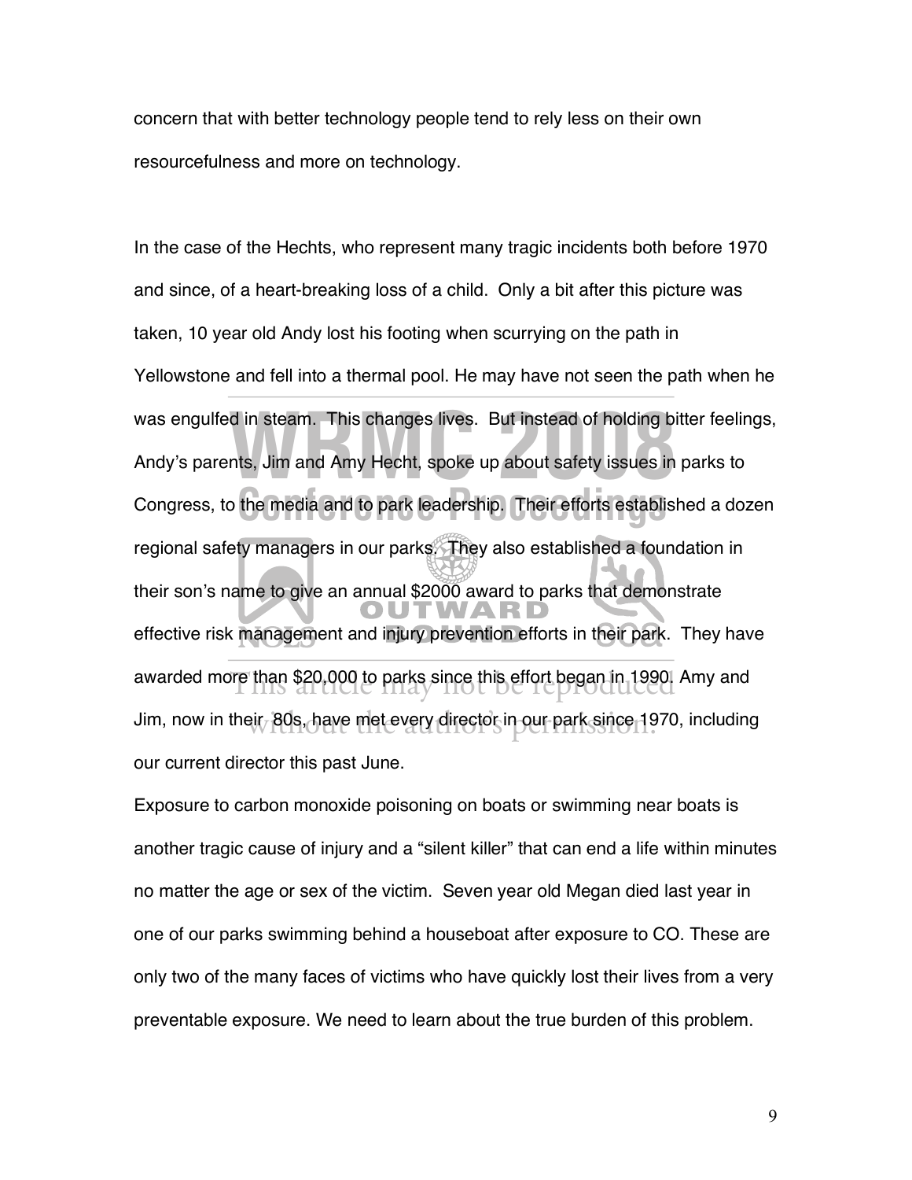concern that with better technology people tend to rely less on their own resourcefulness and more on technology.

In the case of the Hechts, who represent many tragic incidents both before 1970 and since, of a heart-breaking loss of a child. Only a bit after this picture was taken, 10 year old Andy lost his footing when scurrying on the path in Yellowstone and fell into a thermal pool. He may have not seen the path when he was engulfed in steam. This changes lives. But instead of holding bitter feelings, Andy's parents, Jim and Amy Hecht, spoke up about safety issues in parks to Congress, to the media and to park leadership. Their efforts established a dozen regional safety managers in our parks. They also established a foundation in their son's name to give an annual $2000 award to parks that demonstrate effective risk management and injury prevention efforts in their park. They have awarded more than $20,000 to parks since this effort began in 1990. Amy and Jim, now in their 80s, have met every director in our park since 1970, including our current director this past June.

Exposure to carbon monoxide poisoning on boats or swimming near boats is another tragic cause of injury and a "silent killer" that can end a life within minutes no matter the age or sex of the victim. Seven year old Megan died last year in one of our parks swimming behind a houseboat after exposure to CO. These are only two of the many faces of victims who have quickly lost their lives from a very preventable exposure. We need to learn about the true burden of this problem.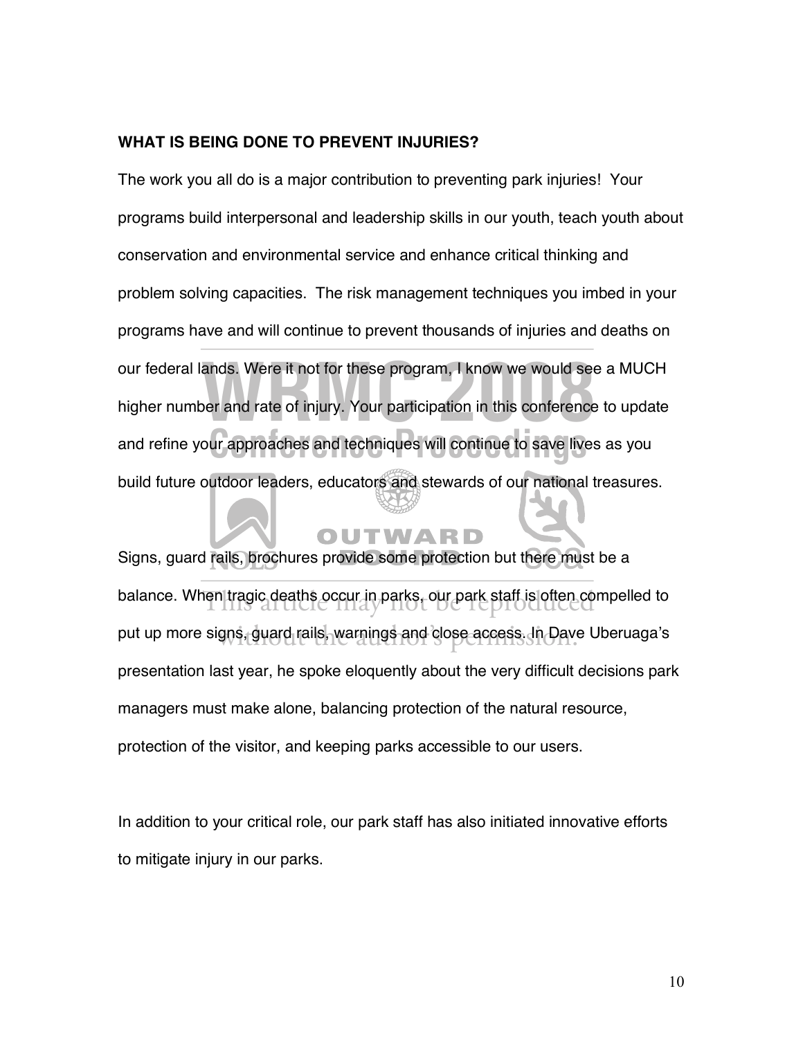**WHAT IS BEING DONE TO PREVENT INJURIES?**

The work you all do is a major contribution to preventing park injuries! Your programs build interpersonal and leadership skills in our youth, teach youth about conservation and environmental service and enhance critical thinking and problem solving capacities. The risk management techniques you imbed in your programs have and will continue to prevent thousands of injuries and deaths on our federal lands. Were it not for these program, I know we would see a MUCH higher number and rate of injury. Your participation in this conference to update and refine your approaches and techniques will continue to save lives as you build future outdoor leaders, educators and stewards of our national treasures.

Signs, guard rails, brochures provide some protection but there must be a balance. When tragic deaths occur in parks, our park staff is often compelled to put up more signs, guard rails, warnings and close access. In Dave Uberuaga's presentation last year, he spoke eloquently about the very difficult decisions park managers must make alone, balancing protection of the natural resource, protection of the visitor, and keeping parks accessible to our users.

In addition to your critical role, our park staff has also initiated innovative efforts to mitigate injury in our parks.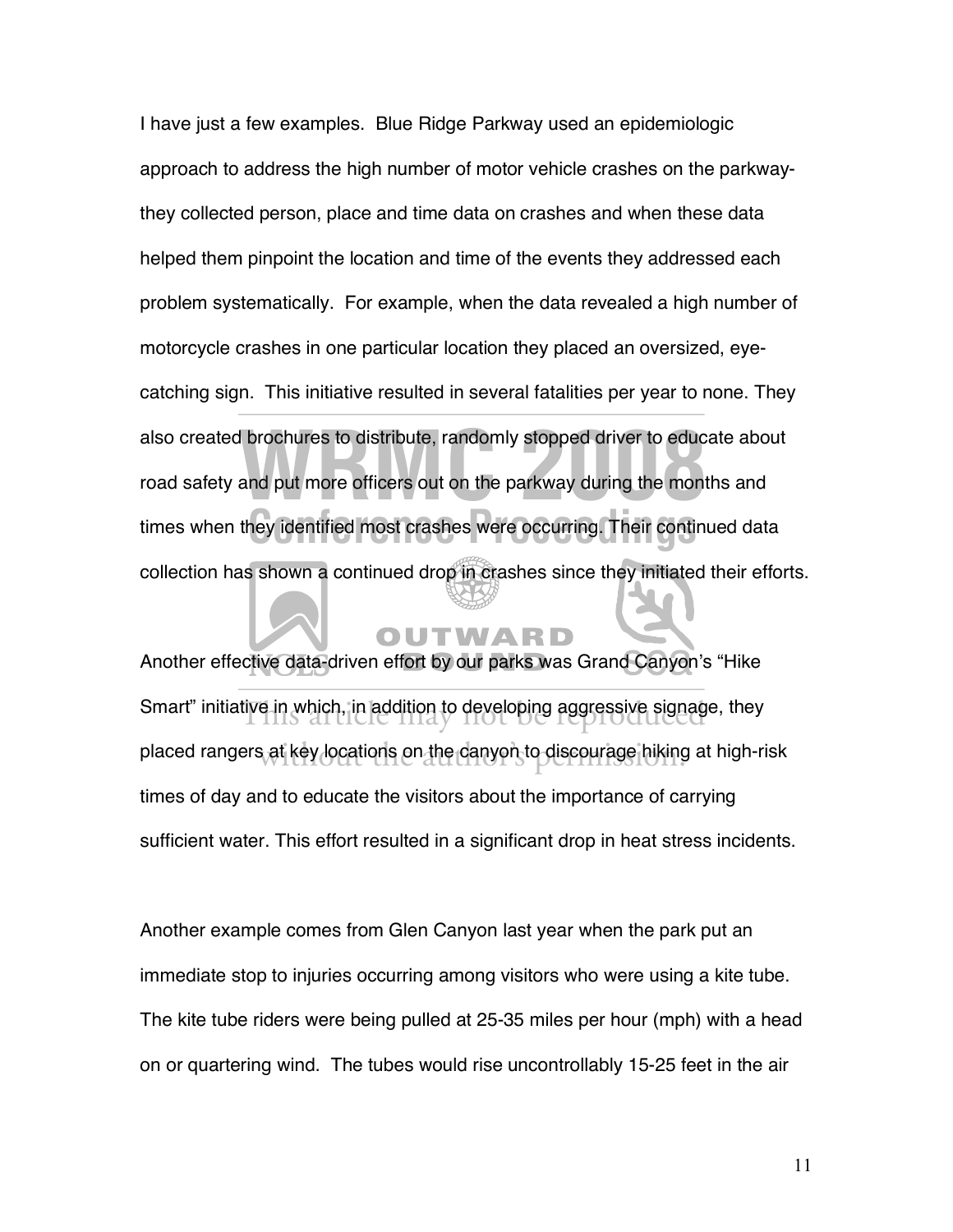I have just a few examples. Blue Ridge Parkway used an epidemiologic approach to address the high number of motor vehicle crashes on the parkway- they collected person, place and time data on crashes and when these data helped them pinpoint the location and time of the events they addressed each problem systematically. For example, when the data revealed a high number of motorcycle crashes in one particular location they placed an oversized, eye-catching sign. This initiative resulted in several fatalities per year to none. They also created brochures to distribute, randomly stopped driver to educate about road safety and put more officers out on the parkway during the months and times when they identified most crashes were occurring. Their continued data collection has shown a continued drop in crashes since they initiated their efforts.

Another effective data-driven effort by our parks was Grand Canyon's "Hike Smart" initiative in which, in addition to developing aggressive signage, they placed rangers at key locations on the canyon to discourage hiking at high-risk times of day and to educate the visitors about the importance of carrying sufficient water. This effort resulted in a significant drop in heat stress incidents.

Another example comes from Glen Canyon last year when the park put an immediate stop to injuries occurring among visitors who were using a kite tube. The kite tube riders were being pulled at 25-35 miles per hour (mph) with a head on or quartering wind. The tubes would rise uncontrollably 15-25 feet in the air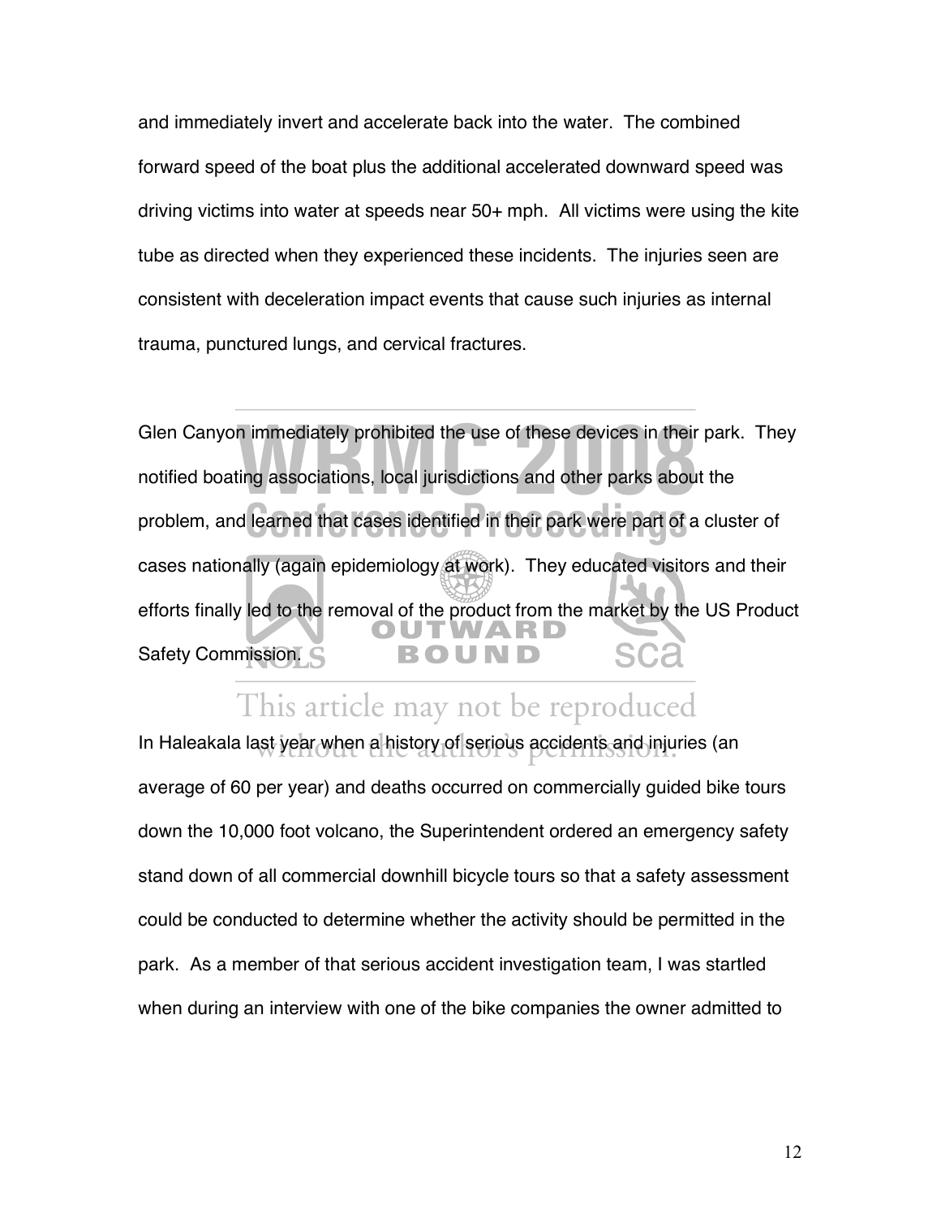and immediately invert and accelerate back into the water. The combined forward speed of the boat plus the additional accelerated downward speed was driving victims into water at speeds near 50+ mph. All victims were using the kite tube as directed when they experienced these incidents. The injuries seen are consistent with deceleration impact events that cause such injuries as internal trauma, punctured lungs, and cervical fractures.

Glen Canyon immediately prohibited the use of these devices in their park. They notified boating associations, local jurisdictions and other parks about the problem, and learned that cases identified in their park were part of a cluster of cases nationally (again epidemiology at work). They educated visitors and their efforts finally led to the removal of the product from the market by the US Product Safety Commission.

In Haleakala last year when a history of serious accidents and injuries (an average of 60 per year) and deaths occurred on commercially guided bike tours down the 10,000 foot volcano, the Superintendent ordered an emergency safety stand down of all commercial downhill bicycle tours so that a safety assessment could be conducted to determine whether the activity should be permitted in the park. As a member of that serious accident investigation team, I was startled when during an interview with one of the bike companies the owner admitted to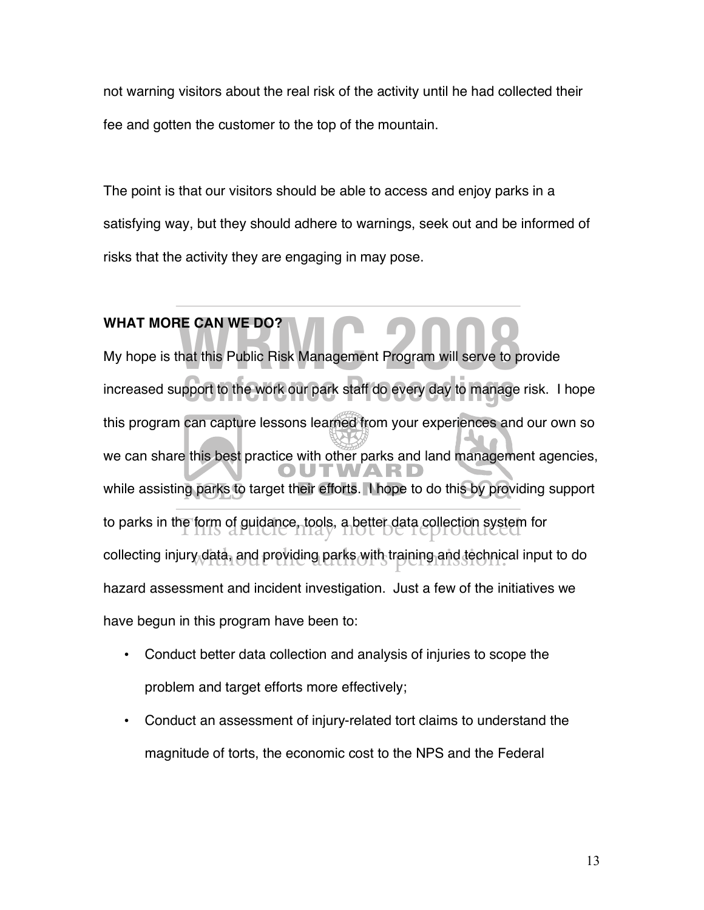not warning visitors about the real risk of the activity until he had collected their fee and gotten the customer to the top of the mountain.

The point is that our visitors should be able to access and enjoy parks in a satisfying way, but they should adhere to warnings, seek out and be informed of risks that the activity they are engaging in may pose.

**WHAT MORE CAN WE DO?**

My hope is that this Public Risk Management Program will serve to provide increased support to the work our park staff do every day to manage risk. I hope this program can capture lessons learned from your experiences and our own so we can share this best practice with other parks and land management agencies, while assisting parks to target their efforts. I hope to do this by providing support to parks in the form of guidance, tools, a better data collection system for collecting injury data, and providing parks with training and technical input to do hazard assessment and incident investigation. Just a few of the initiatives we have begun in this program have been to:

- Conduct better data collection and analysis of injuries to scope the problem and target efforts more effectively;
- Conduct an assessment of injury-related tort claims to understand the magnitude of torts, the economic cost to the NPS and the Federal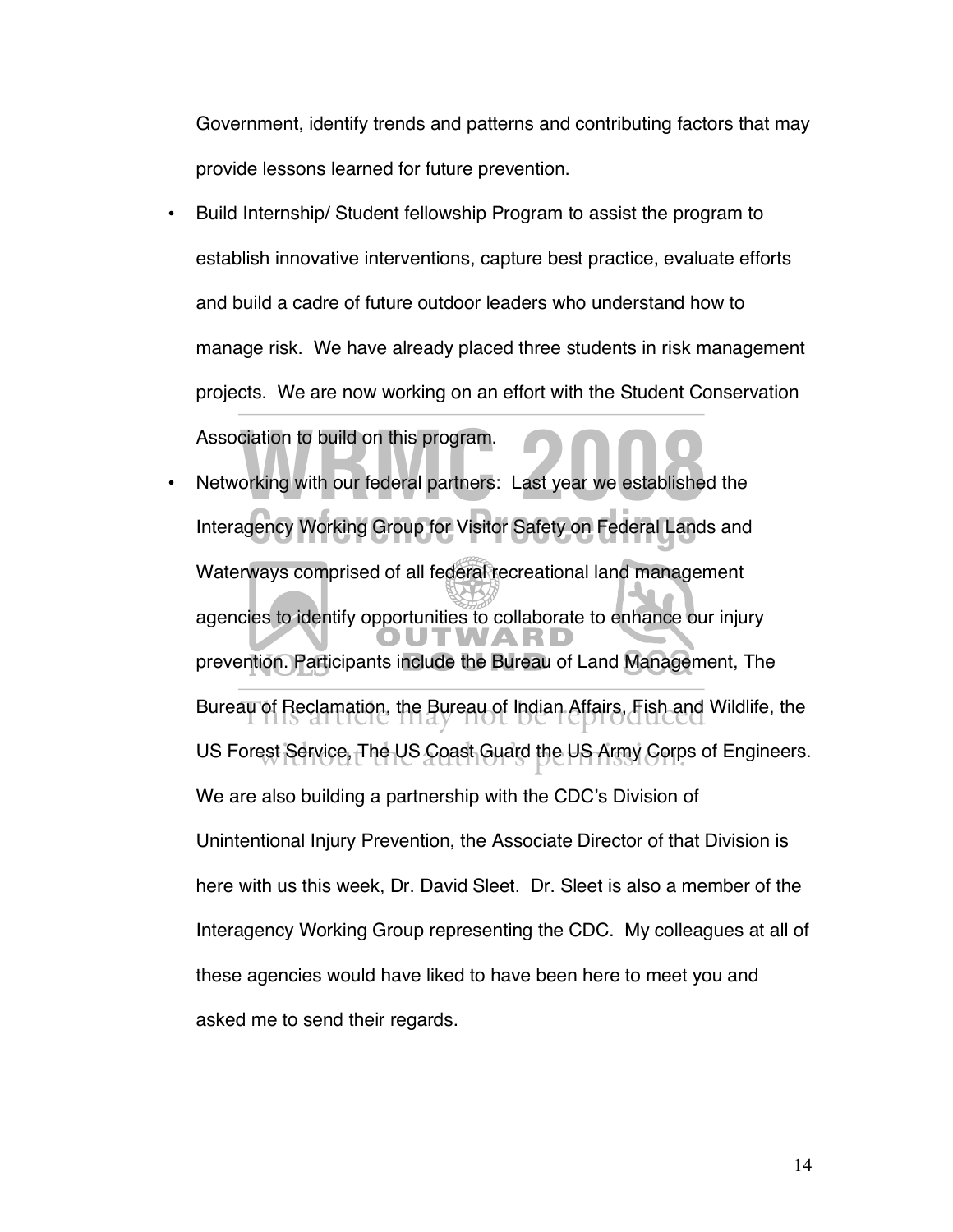Government, identify trends and patterns and contributing factors that may provide lessons learned for future prevention.

- Build Internship/ Student fellowship Program to assist the program to establish innovative interventions, capture best practice, evaluate efforts and build a cadre of future outdoor leaders who understand how to manage risk. We have already placed three students in risk management projects. We are now working on an effort with the Student Conservation Association to build on this program.
- Networking with our federal partners: Last year we established the Interagency Working Group for Visitor Safety on Federal Lands and Waterways comprised of all federal recreational land management agencies to identify opportunities to collaborate to enhance our injury prevention. Participants include the Bureau of Land Management, The Bureau of Reclamation, the Bureau of Indian Affairs, Fish and Wildlife, the US Forest Service, The US Coast Guard the US Army Corps of Engineers. We are also building a partnership with the CDC's Division of Unintentional Injury Prevention, the Associate Director of that Division is here with us this week, Dr. David Sleet. Dr. Sleet is also a member of the Interagency Working Group representing the CDC. My colleagues at all of these agencies would have liked to have been here to meet you and asked me to send their regards.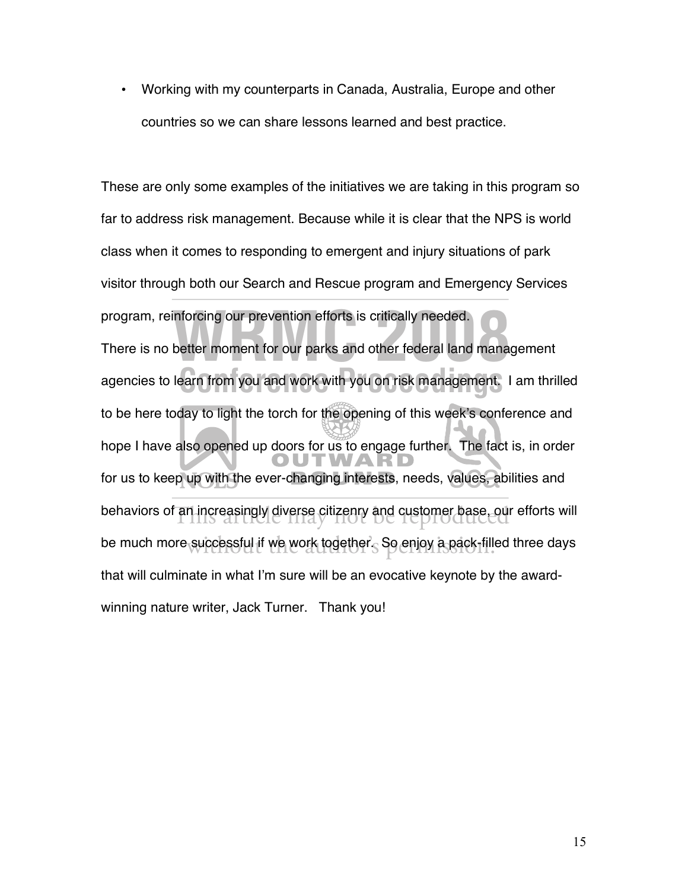- Working with my counterparts in Canada, Australia, Europe and other countries so we can share lessons learned and best practice.

These are only some examples of the initiatives we are taking in this program so far to address risk management. Because while it is clear that the NPS is world class when it comes to responding to emergent and injury situations of park visitor through both our Search and Rescue program and Emergency Services program, reinforcing our prevention efforts is critically needed.

There is no better moment for our parks and other federal land management agencies to learn from you and work with you on risk management. I am thrilled to be here today to light the torch for the opening of this week's conference and hope I have also opened up doors for us to engage further. The fact is, in order for us to keep up with the ever-changing interests, needs, values, abilities and behaviors of an increasingly diverse citizenry and customer base, our efforts will be much more successful if we work together. So enjoy a pack-filled three days that will culminate in what I'm sure will be an evocative keynote by the award-winning nature writer, Jack Turner. Thank you!